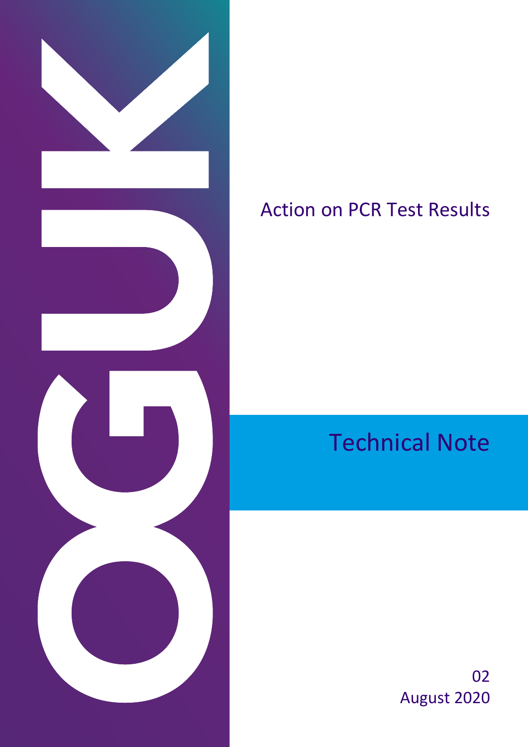# Action on PCR Test Results

## Technical Note

02

August 2020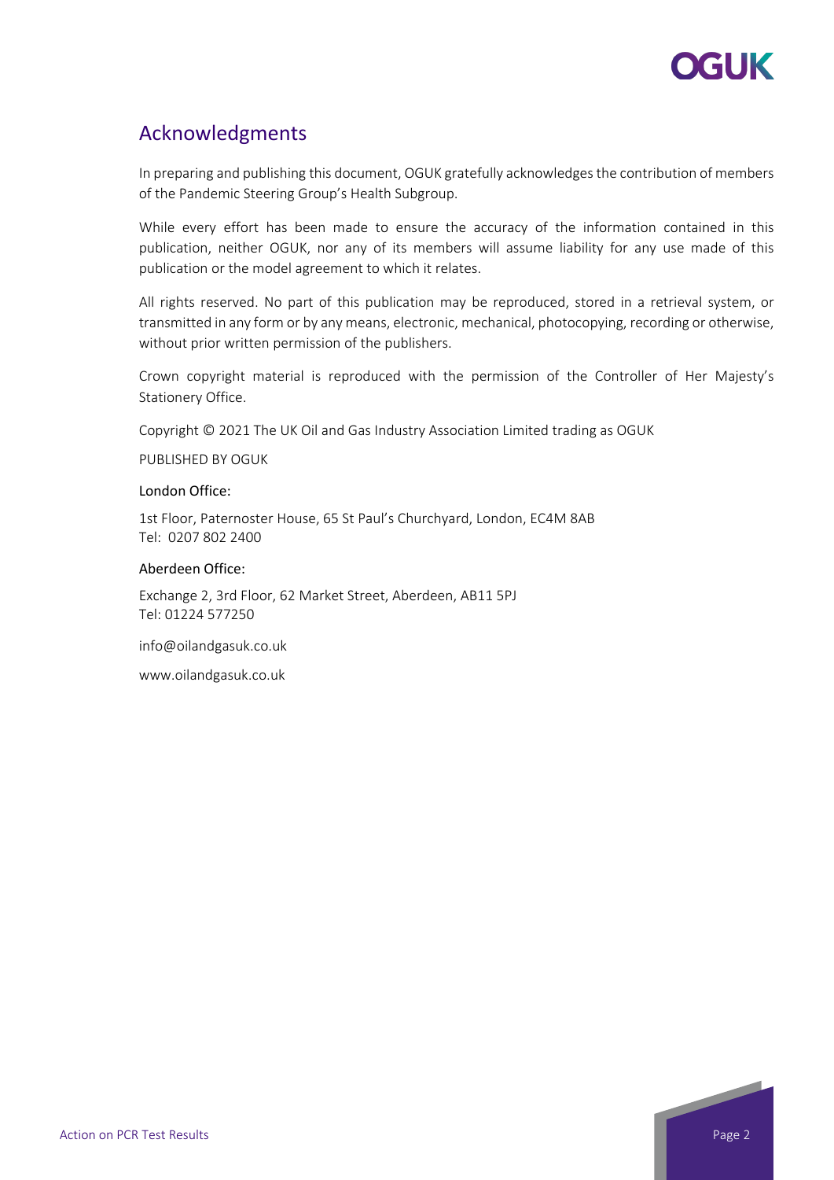## Acknowledgments

In preparing and publishing this document, OGUK gratefully acknowledges the contribution of members of the Pandemic Steering Group's Health Subgroup.

While every effort has been made to ensure the accuracy of the information contained in this publication, neither OGUK, nor any of its members will assume liability for any use made of this publication or the model agreement to which it relates.

All rights reserved. No part of this publication may be reproduced, stored in a retrieval system, or transmitted in any form or by any means, electronic, mechanical, photocopying, recording or otherwise, without prior written permission of the publishers.

Crown copyright material is reproduced with the permission of the Controller of Her Majesty's Stationery Office.

Copyright © 2021 The UK Oil and Gas Industry Association Limited trading as OGUK

PUBLISHED BY OGUK

London Office:

1st Floor, Paternoster House, 65 St Paul's Churchyard, London, EC4M 8AB
Tel: 0207 802 2400

Aberdeen Office:

Exchange 2, 3rd Floor, 62 Market Street, Aberdeen, AB11 5PJ
Tel: 01224 577250

info@oilandgasuk.co.uk

www.oilandgasuk.co.uk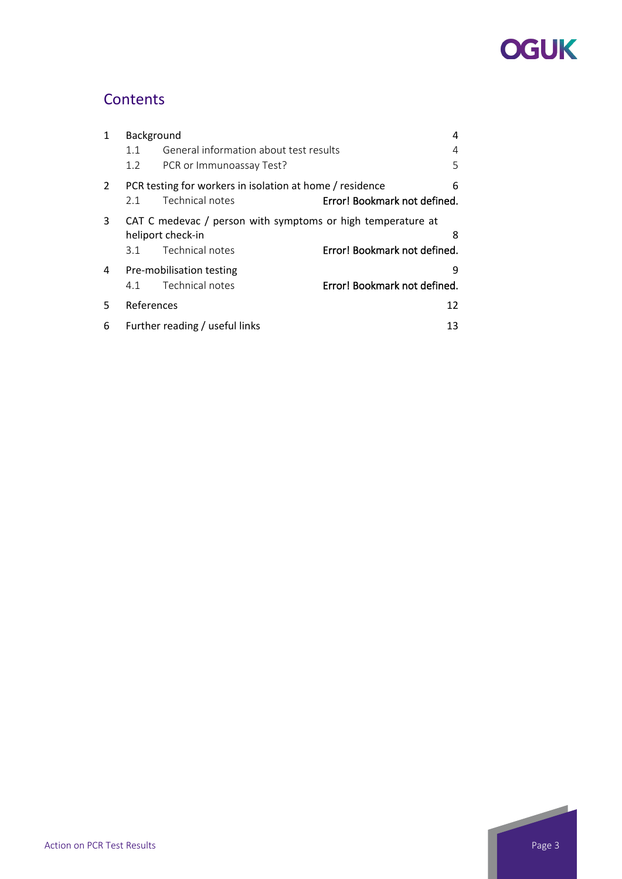## Contents

1 Background 4
   1.1 General information about test results 4
   1.2 PCR or Immunoassay Test? 5

2 PCR testing for workers in isolation at home / residence 6
   2.1 Technical notes Error! Bookmark not defined.

3 CAT C medevac / person with symptoms or high temperature at heliport check-in 8
   3.1 Technical notes Error! Bookmark not defined.

4 Pre-mobilisation testing 9
   4.1 Technical notes Error! Bookmark not defined.

5 References 12

6 Further reading / useful links 13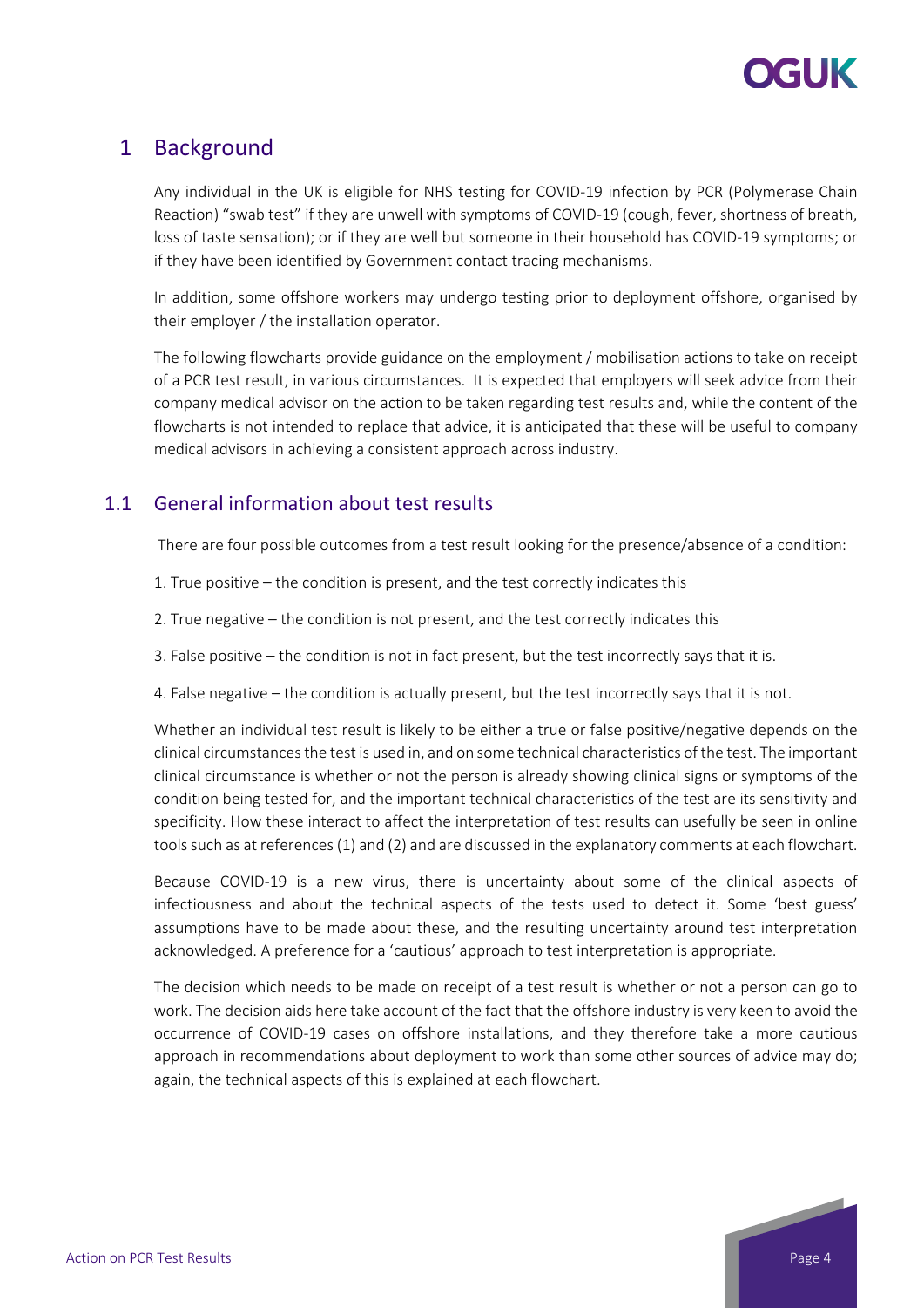# 1 Background

Any individual in the UK is eligible for NHS testing for COVID-19 infection by PCR (Polymerase Chain Reaction) "swab test" if they are unwell with symptoms of COVID-19 (cough, fever, shortness of breath, loss of taste sensation); or if they are well but someone in their household has COVID-19 symptoms; or if they have been identified by Government contact tracing mechanisms.

In addition, some offshore workers may undergo testing prior to deployment offshore, organised by their employer / the installation operator.

The following flowcharts provide guidance on the employment / mobilisation actions to take on receipt of a PCR test result, in various circumstances. It is expected that employers will seek advice from their company medical advisor on the action to be taken regarding test results and, while the content of the flowcharts is not intended to replace that advice, it is anticipated that these will be useful to company medical advisors in achieving a consistent approach across industry.

## 1.1 General information about test results

There are four possible outcomes from a test result looking for the presence/absence of a condition:

1. True positive – the condition is present, and the test correctly indicates this
2. True negative – the condition is not present, and the test correctly indicates this
3. False positive – the condition is not in fact present, but the test incorrectly says that it is.
4. False negative – the condition is actually present, but the test incorrectly says that it is not.

Whether an individual test result is likely to be either a true or false positive/negative depends on the clinical circumstances the test is used in, and on some technical characteristics of the test. The important clinical circumstance is whether or not the person is already showing clinical signs or symptoms of the condition being tested for, and the important technical characteristics of the test are its sensitivity and specificity. How these interact to affect the interpretation of test results can usefully be seen in online tools such as at references (1) and (2) and are discussed in the explanatory comments at each flowchart.

Because COVID-19 is a new virus, there is uncertainty about some of the clinical aspects of infectiousness and about the technical aspects of the tests used to detect it. Some 'best guess' assumptions have to be made about these, and the resulting uncertainty around test interpretation acknowledged. A preference for a 'cautious' approach to test interpretation is appropriate.

The decision which needs to be made on receipt of a test result is whether or not a person can go to work. The decision aids here take account of the fact that the offshore industry is very keen to avoid the occurrence of COVID-19 cases on offshore installations, and they therefore take a more cautious approach in recommendations about deployment to work than some other sources of advice may do; again, the technical aspects of this is explained at each flowchart.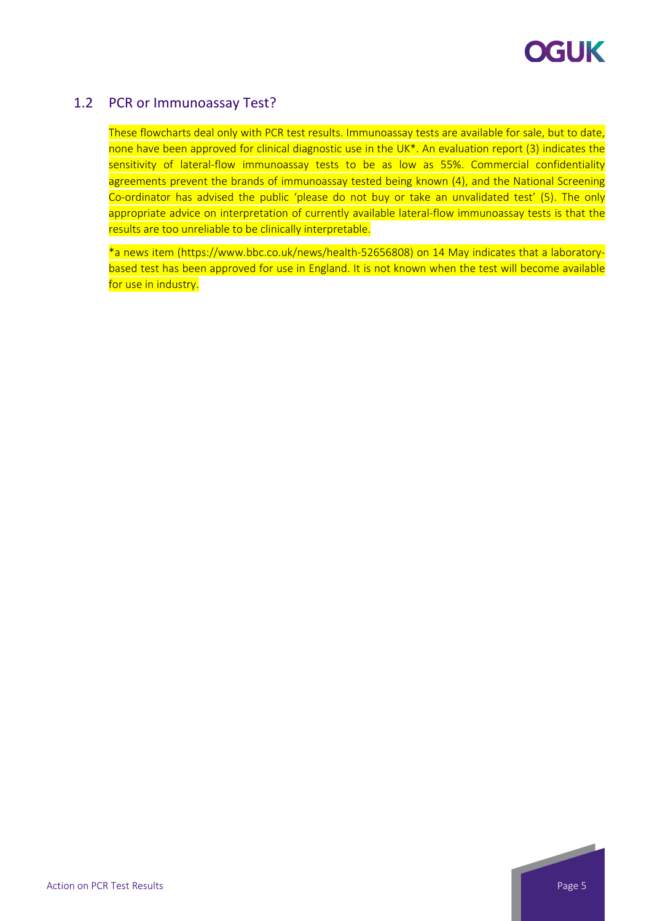## 1.2 PCR or Immunoassay Test?

These flowcharts deal only with PCR test results. Immunoassay tests are available for sale, but to date, none have been approved for clinical diagnostic use in the UK*. An evaluation report (3) indicates the sensitivity of lateral-flow immunoassay tests to be as low as 55%. Commercial confidentiality agreements prevent the brands of immunoassay tested being known (4), and the National Screening Co-ordinator has advised the public 'please do not buy or take an unvalidated test' (5). The only appropriate advice on interpretation of currently available lateral-flow immunoassay tests is that the results are too unreliable to be clinically interpretable.

*a news item (https://www.bbc.co.uk/news/health-52656808) on 14 May indicates that a laboratory-based test has been approved for use in England. It is not known when the test will become available for use in industry.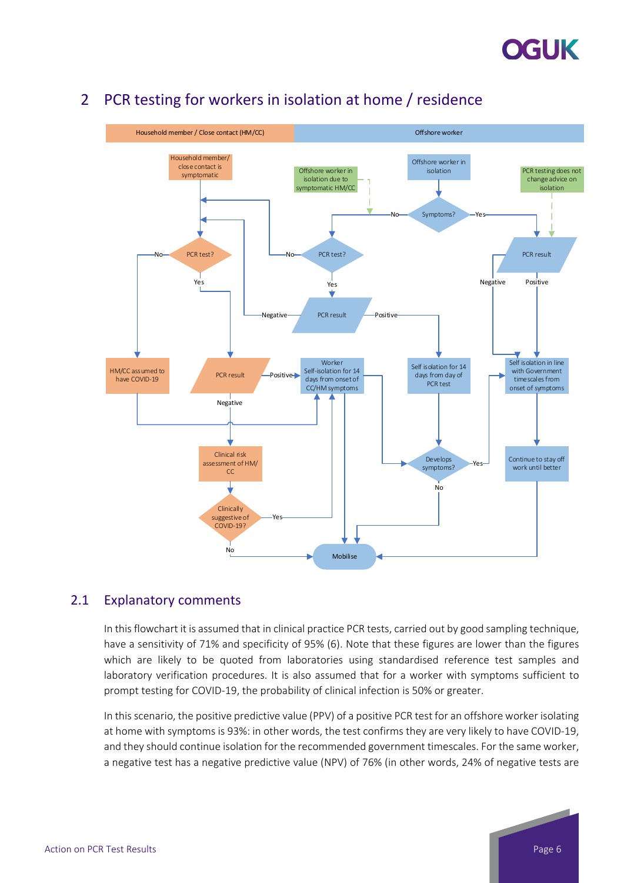## 2 PCR testing for workers in isolation at home / residence

### 2.1 Explanatory comments

In this flowchart it is assumed that in clinical practice PCR tests, carried out by good sampling technique, have a sensitivity of 71% and specificity of 95% (6). Note that these figures are lower than the figures which are likely to be quoted from laboratories using standardised reference test samples and laboratory verification procedures. It is also assumed that for a worker with symptoms sufficient to prompt testing for COVID-19, the probability of clinical infection is 50% or greater.

In this scenario, the positive predictive value (PPV) of a positive PCR test for an offshore worker isolating at home with symptoms is 93%: in other words, the test confirms they are very likely to have COVID-19, and they should continue isolation for the recommended government timescales. For the same worker, a negative test has a negative predictive value (NPV) of 76% (in other words, 24% of negative tests are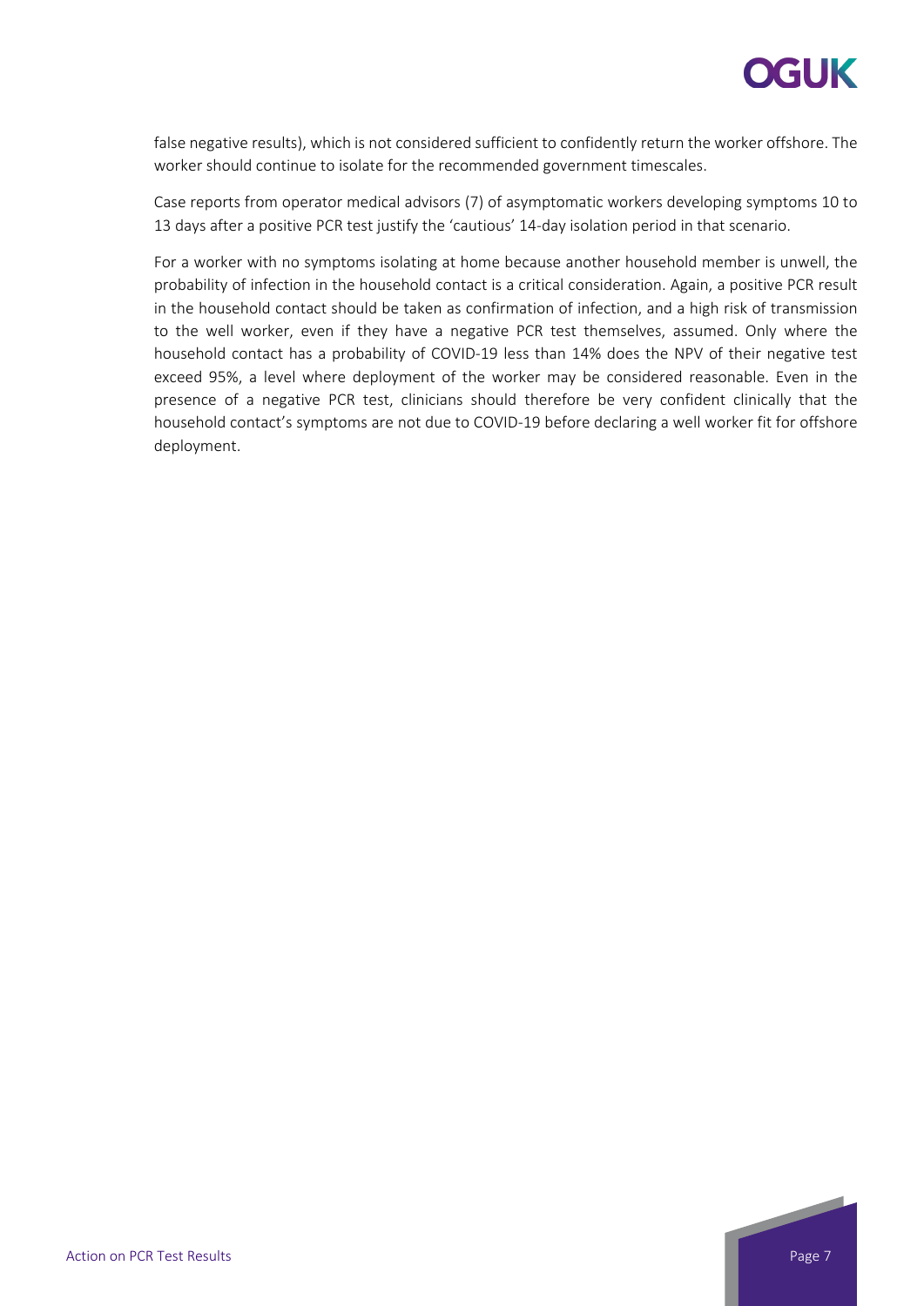false negative results), which is not considered sufficient to confidently return the worker offshore. The worker should continue to isolate for the recommended government timescales.

Case reports from operator medical advisors (7) of asymptomatic workers developing symptoms 10 to 13 days after a positive PCR test justify the 'cautious' 14-day isolation period in that scenario.

For a worker with no symptoms isolating at home because another household member is unwell, the probability of infection in the household contact is a critical consideration. Again, a positive PCR result in the household contact should be taken as confirmation of infection, and a high risk of transmission to the well worker, even if they have a negative PCR test themselves, assumed. Only where the household contact has a probability of COVID-19 less than 14% does the NPV of their negative test exceed 95%, a level where deployment of the worker may be considered reasonable. Even in the presence of a negative PCR test, clinicians should therefore be very confident clinically that the household contact's symptoms are not due to COVID-19 before declaring a well worker fit for offshore deployment.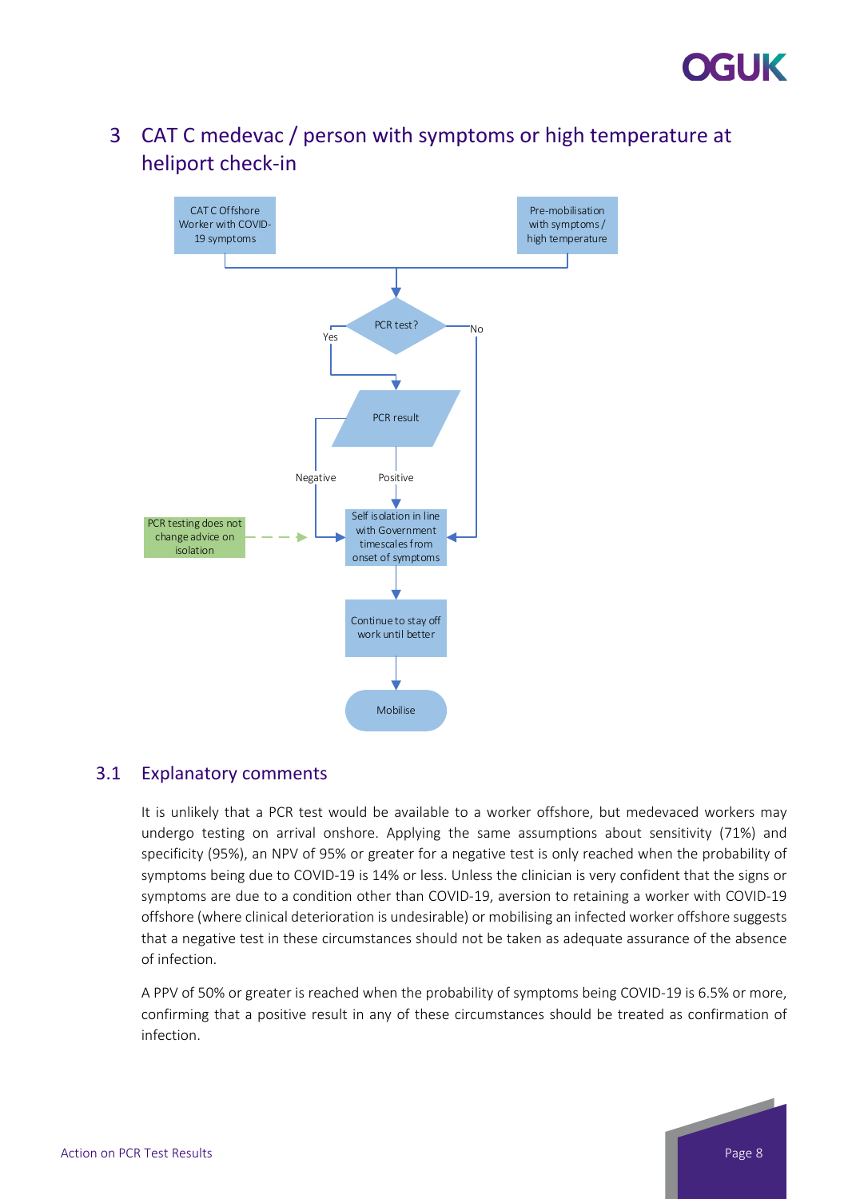## 3 CAT C medevac / person with symptoms or high temperature at heliport check-in

CAT C Offshore Worker with COVID-19 symptoms

Pre-mobilisation with symptoms / high temperature

PCR test?

Yes

No

PCR result

Negative

Positive

PCR testing does not change advice on isolation

Self isolation in line with Government timescales from onset of symptoms

Continue to stay off work until better

Mobilise

### 3.1 Explanatory comments

It is unlikely that a PCR test would be available to a worker offshore, but medevaced workers may undergo testing on arrival onshore. Applying the same assumptions about sensitivity (71%) and specificity (95%), an NPV of 95% or greater for a negative test is only reached when the probability of symptoms being due to COVID-19 is 14% or less. Unless the clinician is very confident that the signs or symptoms are due to a condition other than COVID-19, aversion to retaining a worker with COVID-19 offshore (where clinical deterioration is undesirable) or mobilising an infected worker offshore suggests that a negative test in these circumstances should not be taken as adequate assurance of the absence of infection.

A PPV of 50% or greater is reached when the probability of symptoms being COVID-19 is 6.5% or more, confirming that a positive result in any of these circumstances should be treated as confirmation of infection.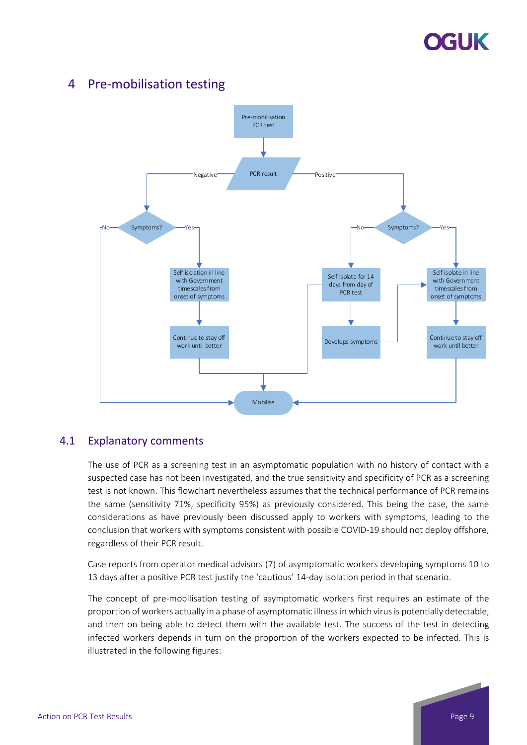# 4 Pre-mobilisation testing

- Pre-mobilisation PCR test
  - PCR result
    - Negative
      - Symptoms?
        - No → Mobilise
        - Yes → Self isolation in line with Government timescales from onset of symptoms → Continue to stay off work until better → Mobilise
    - Positive
      - Symptoms?
        - No → Self isolate for 14 days from day of PCR test → Mobilise
          - Develops symptoms → Self isolate in line with Government timescales from onset of symptoms
        - Yes → Self isolate in line with Government timescales from onset of symptoms → Continue to stay off work until better → Mobilise

## 4.1 Explanatory comments

The use of PCR as a screening test in an asymptomatic population with no history of contact with a suspected case has not been investigated, and the true sensitivity and specificity of PCR as a screening test is not known. This flowchart nevertheless assumes that the technical performance of PCR remains the same (sensitivity 71%, specificity 95%) as previously considered. This being the case, the same considerations as have previously been discussed apply to workers with symptoms, leading to the conclusion that workers with symptoms consistent with possible COVID-19 should not deploy offshore, regardless of their PCR result.

Case reports from operator medical advisors (7) of asymptomatic workers developing symptoms 10 to 13 days after a positive PCR test justify the 'cautious' 14-day isolation period in that scenario.

The concept of pre-mobilisation testing of asymptomatic workers first requires an estimate of the proportion of workers actually in a phase of asymptomatic illness in which virus is potentially detectable, and then on being able to detect them with the available test. The success of the test in detecting infected workers depends in turn on the proportion of the workers expected to be infected. This is illustrated in the following figures: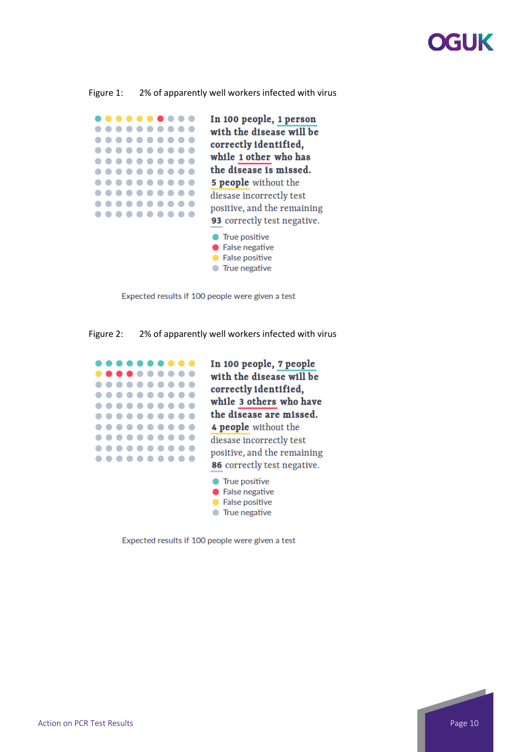Figure 1: 2% of apparently well workers infected with virus

In 100 people, 1 person with the disease will be correctly identified, while 1 other who has the disease is missed. 5 people without the diesase incorrectly test positive, and the remaining 93 correctly test negative.

- True positive
- False negative
- False positive
- True negative

Expected results if 100 people were given a test

Figure 2: 2% of apparently well workers infected with virus

In 100 people, 7 people with the disease will be correctly identified, while 3 others who have the disease are missed. 4 people without the diesase incorrectly test positive, and the remaining 86 correctly test negative.

- True positive
- False negative
- False positive
- True negative

Expected results if 100 people were given a test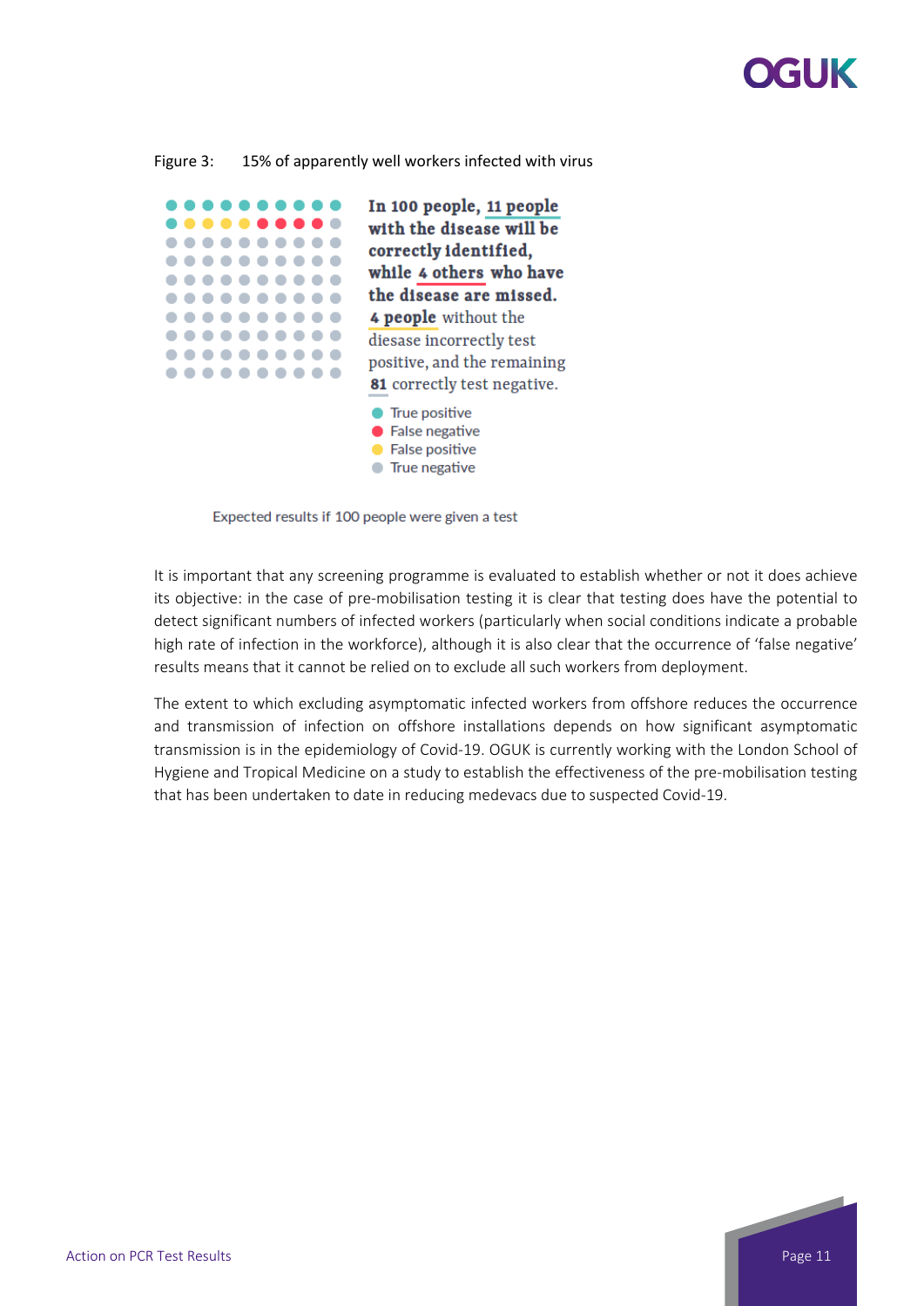Figure 3: 15% of apparently well workers infected with virus

**In 100 people, 11 people with the disease will be correctly identified, while 4 others who have the disease are missed.** 4 people without the disease incorrectly test positive, and the remaining 81 correctly test negative.

- True positive
- False negative
- False positive
- True negative

Expected results if 100 people were given a test

It is important that any screening programme is evaluated to establish whether or not it does achieve its objective: in the case of pre-mobilisation testing it is clear that testing does have the potential to detect significant numbers of infected workers (particularly when social conditions indicate a probable high rate of infection in the workforce), although it is also clear that the occurrence of 'false negative' results means that it cannot be relied on to exclude all such workers from deployment.

The extent to which excluding asymptomatic infected workers from offshore reduces the occurrence and transmission of infection on offshore installations depends on how significant asymptomatic transmission is in the epidemiology of Covid-19. OGUK is currently working with the London School of Hygiene and Tropical Medicine on a study to establish the effectiveness of the pre-mobilisation testing that has been undertaken to date in reducing medevacs due to suspected Covid-19.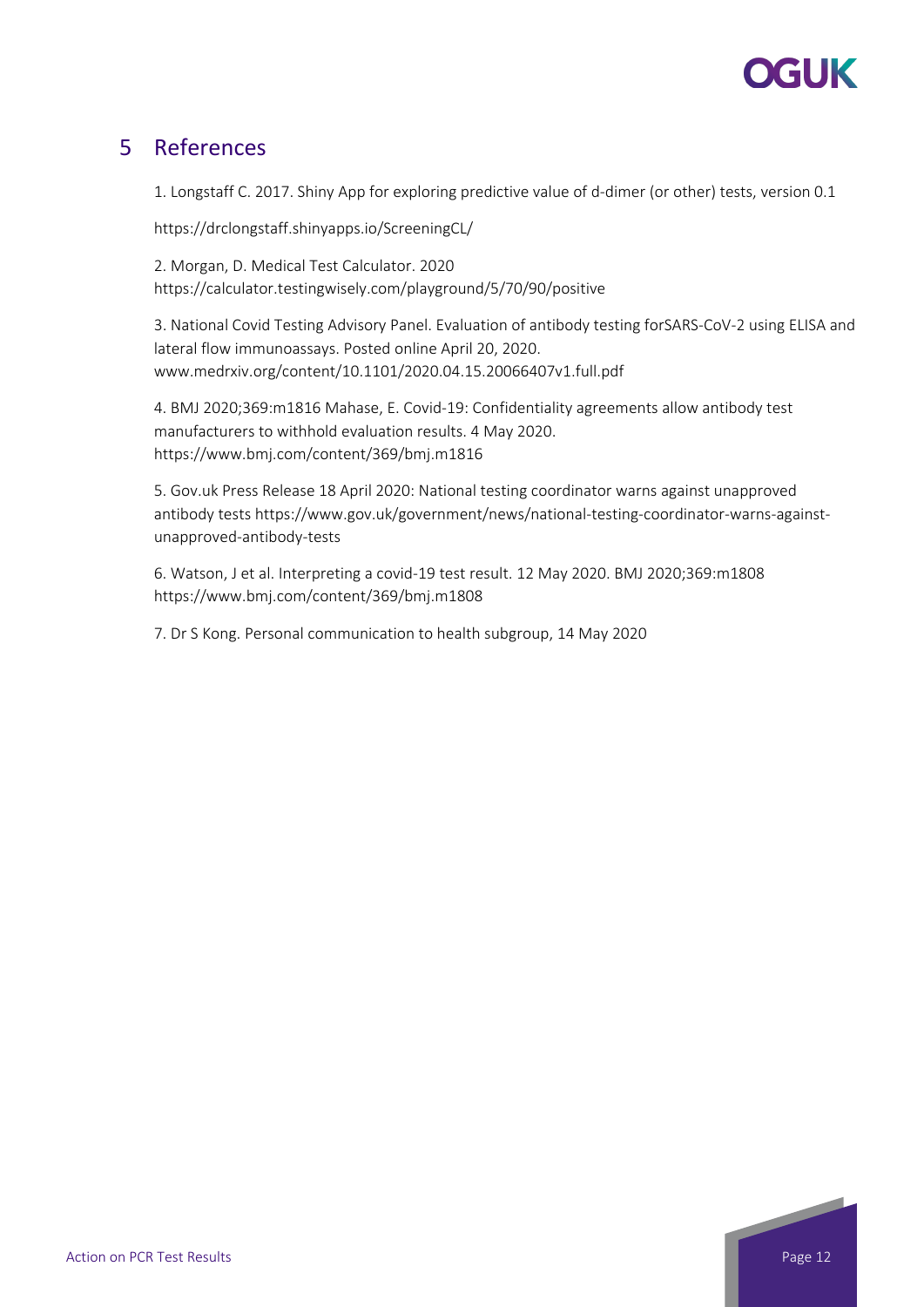## 5 References

1. Longstaff C. 2017. Shiny App for exploring predictive value of d-dimer (or other) tests, version 0.1

https://drclongstaff.shinyapps.io/ScreeningCL/

2. Morgan, D. Medical Test Calculator. 2020
https://calculator.testingwisely.com/playground/5/70/90/positive

3. National Covid Testing Advisory Panel. Evaluation of antibody testing forSARS-CoV-2 using ELISA and lateral flow immunoassays. Posted online April 20, 2020.
www.medrxiv.org/content/10.1101/2020.04.15.20066407v1.full.pdf

4. BMJ 2020;369:m1816 Mahase, E. Covid-19: Confidentiality agreements allow antibody test manufacturers to withhold evaluation results. 4 May 2020.
https://www.bmj.com/content/369/bmj.m1816

5. Gov.uk Press Release 18 April 2020: National testing coordinator warns against unapproved antibody tests https://www.gov.uk/government/news/national-testing-coordinator-warns-against-unapproved-antibody-tests

6. Watson, J et al. Interpreting a covid-19 test result. 12 May 2020. BMJ 2020;369:m1808
https://www.bmj.com/content/369/bmj.m1808

7. Dr S Kong. Personal communication to health subgroup, 14 May 2020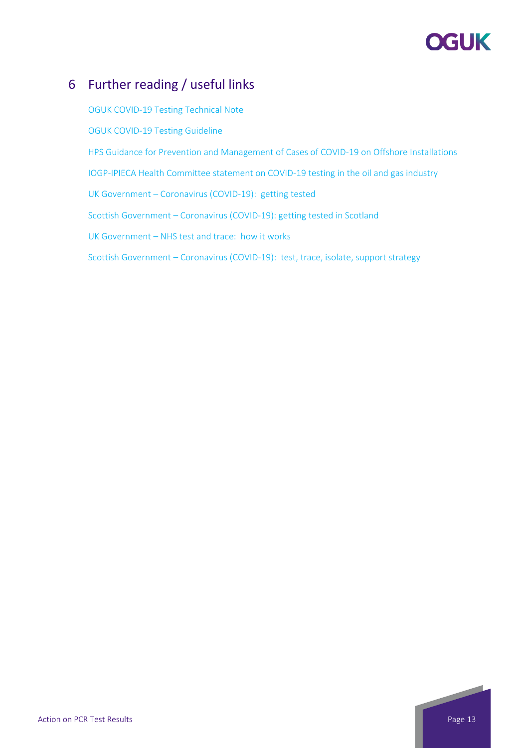# 6 Further reading / useful links

OGUK COVID-19 Testing Technical Note

OGUK COVID-19 Testing Guideline

HPS Guidance for Prevention and Management of Cases of COVID-19 on Offshore Installations

IOGP-IPIECA Health Committee statement on COVID-19 testing in the oil and gas industry

UK Government – Coronavirus (COVID-19): getting tested

Scottish Government – Coronavirus (COVID-19): getting tested in Scotland

UK Government – NHS test and trace: how it works

Scottish Government – Coronavirus (COVID-19): test, trace, isolate, support strategy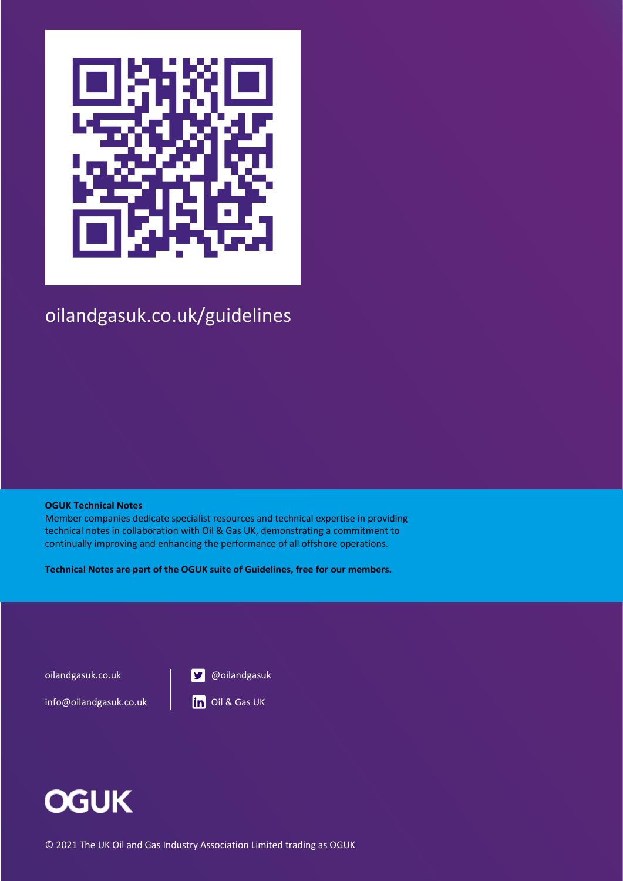oilandgasuk.co.uk/guidelines

**OGUK Technical Notes**
Member companies dedicate specialist resources and technical expertise in providing technical notes in collaboration with Oil & Gas UK, demonstrating a commitment to continually improving and enhancing the performance of all offshore operations.

**Technical Notes are part of the OGUK suite of Guidelines, free for our members.**

oilandgasuk.co.uk

info@oilandgasuk.co.uk

@oilandgasuk

Oil & Gas UK

OGUK

© 2021 The UK Oil and Gas Industry Association Limited trading as OGUK